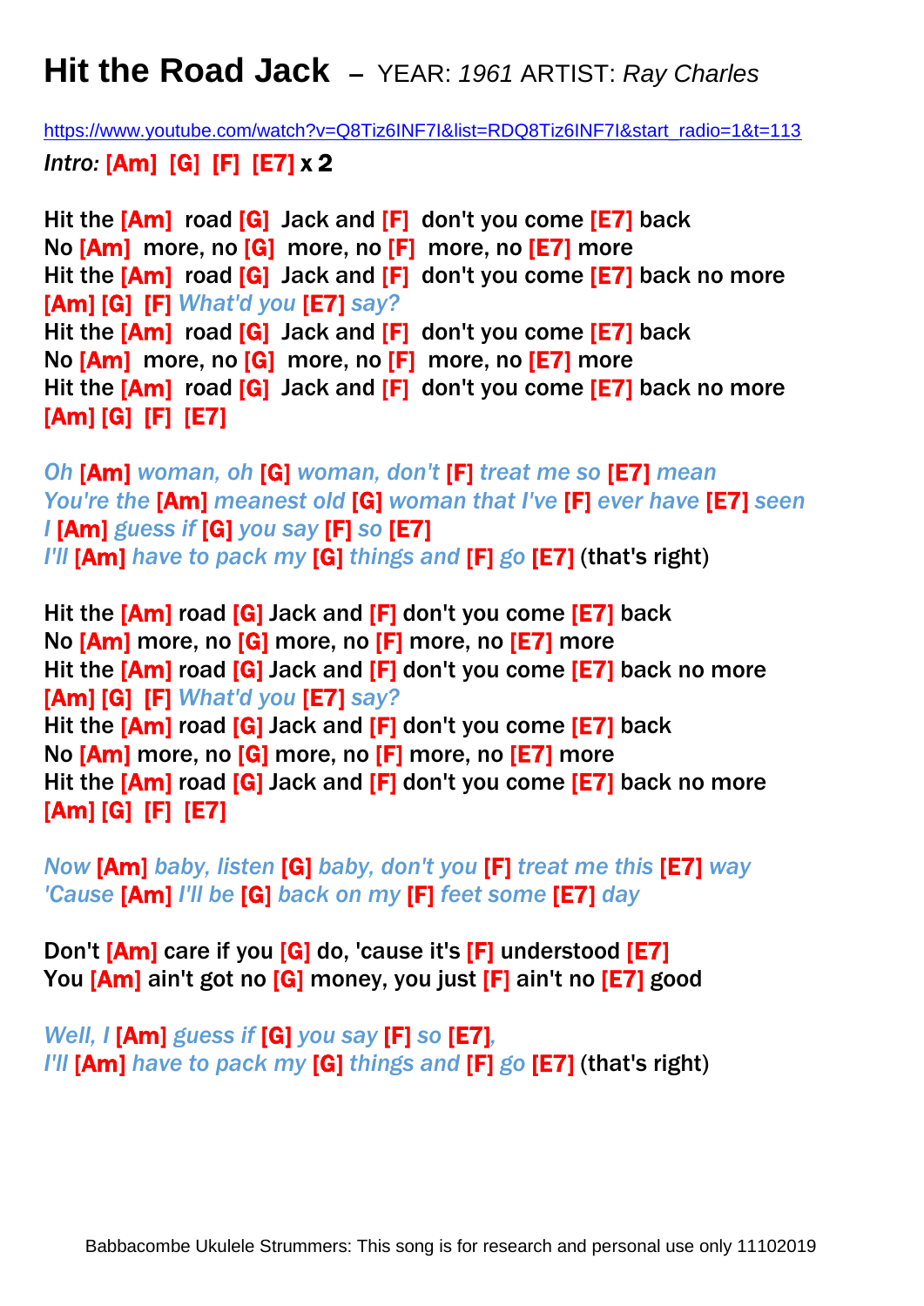# Hit the Road Jack – YEAR: *1961* ARTIST: *Ray Charles*

https://www.youtube.com/watch?v=Q8Tiz6INF7I&list=RDQ8Tiz6INF7I&start_radio=1&t=113

*Intro:* [Am] [G] [F] [E7] x 2

**Hit the [Am] road [G] Jack and [F] don't you come [E7] back**
**No [Am] more, no [G] more, no [F] more, no [E7] more**
**Hit the [Am] road [G] Jack and [F] don't you come [E7] back no more**
**[Am] [G] [F]** ***What'd you*** **[E7]** ***say?***
**Hit the [Am] road [G] Jack and [F] don't you come [E7] back**
**No [Am] more, no [G] more, no [F] more, no [E7] more**
**Hit the [Am] road [G] Jack and [F] don't you come [E7] back no more**
**[Am] [G] [F] [E7]**

*Oh* **[Am]** *woman, oh* **[G]** *woman, don't* **[F]** *treat me so* **[E7]** *mean*
*You're the* **[Am]** *meanest old* **[G]** *woman that I've* **[F]** *ever have* **[E7]** *seen*
*I* **[Am]** *guess if* **[G]** *you say* **[F]** *so* **[E7]**
*I'll* **[Am]** *have to pack my* **[G]** *things and* **[F]** *go* **[E7]** **(that's right)**

**Hit the [Am] road [G] Jack and [F] don't you come [E7] back**
**No [Am] more, no [G] more, no [F] more, no [E7] more**
**Hit the [Am] road [G] Jack and [F] don't you come [E7] back no more**
**[Am] [G] [F]** ***What'd you*** **[E7]** ***say?***
**Hit the [Am] road [G] Jack and [F] don't you come [E7] back**
**No [Am] more, no [G] more, no [F] more, no [E7] more**
**Hit the [Am] road [G] Jack and [F] don't you come [E7] back no more**
**[Am] [G] [F] [E7]**

*Now* **[Am]** *baby, listen* **[G]** *baby, don't you* **[F]** *treat me this* **[E7]** *way*
*'Cause* **[Am]** *I'll be* **[G]** *back on my* **[F]** *feet some* **[E7]** *day*

**Don't [Am] care if you [G] do, 'cause it's [F] understood [E7]**
**You [Am] ain't got no [G] money, you just [F] ain't no [E7] good**

*Well, I* **[Am]** *guess if* **[G]** *you say* **[F]** *so* **[E7]***,*
*I'll* **[Am]** *have to pack my* **[G]** *things and* **[F]** *go* **[E7]** **(that's right)**

Babbacombe Ukulele Strummers: This song is for research and personal use only 11102019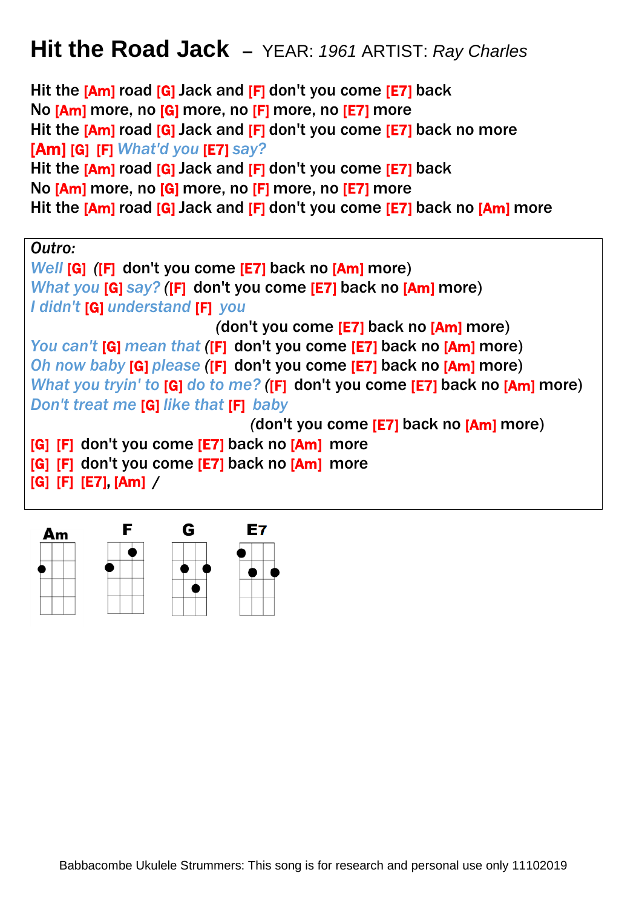# Hit the Road Jack – YEAR: *1961* ARTIST: *Ray Charles*

Hit the [Am] road [G] Jack and [F] don't you come [E7] back
No [Am] more, no [G] more, no [F] more, no [E7] more
Hit the [Am] road [G] Jack and [F] don't you come [E7] back no more
[Am] [G] [F] *What'd you* [E7] *say?*
Hit the [Am] road [G] Jack and [F] don't you come [E7] back
No [Am] more, no [G] more, no [F] more, no [E7] more
Hit the [Am] road [G] Jack and [F] don't you come [E7] back no [Am] more

*Outro:*
*Well* [G] ([F] don't you come [E7] back no [Am] more)
*What you* [G] *say?* ([F] don't you come [E7] back no [Am] more)
*I didn't* [G] *understand* [F] *you*
(don't you come [E7] back no [Am] more)
*You can't* [G] *mean that* ([F] don't you come [E7] back no [Am] more)
*Oh now baby* [G] *please* ([F] don't you come [E7] back no [Am] more)
*What you tryin' to* [G] *do to me?* ([F] don't you come [E7] back no [Am] more)
*Don't treat me* [G] *like that* [F] *baby*
(don't you come [E7] back no [Am] more)
[G] [F] don't you come [E7] back no [Am] more
[G] [F] don't you come [E7] back no [Am] more
[G] [F] [E7], [Am] /

Am F G E7

Babbacombe Ukulele Strummers: This song is for research and personal use only 11102019